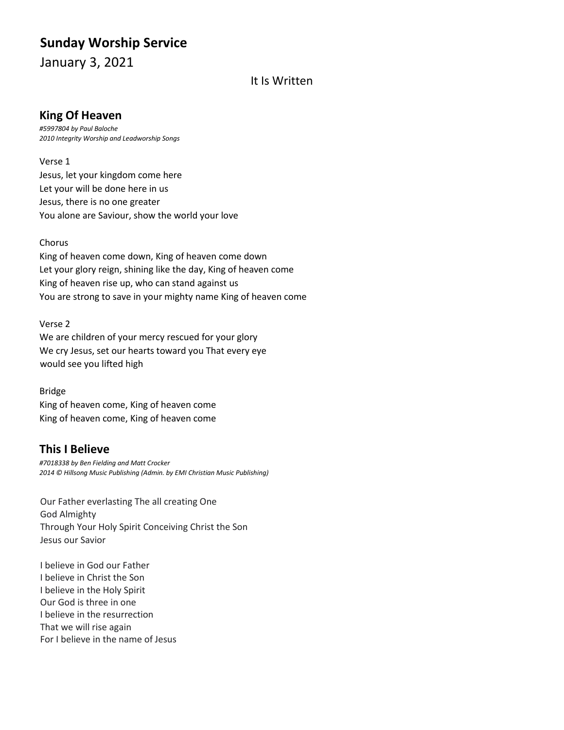# Sunday Worship Service

January 3, 2021

It Is Written

## King Of Heaven

*#5997804 by Paul Baloche*
*2010 Integrity Worship and Leadworship Songs*

Verse 1
Jesus, let your kingdom come here
Let your will be done here in us
Jesus, there is no one greater
You alone are Saviour, show the world your love

Chorus
King of heaven come down, King of heaven come down
Let your glory reign, shining like the day, King of heaven come
King of heaven rise up, who can stand against us
You are strong to save in your mighty name King of heaven come

Verse 2
We are children of your mercy rescued for your glory
We cry Jesus, set our hearts toward you That every eye
would see you lifted high

Bridge
King of heaven come, King of heaven come
King of heaven come, King of heaven come

## This I Believe

*#7018338 by Ben Fielding and Matt Crocker*
*2014 © Hillsong Music Publishing (Admin. by EMI Christian Music Publishing)*

Our Father everlasting The all creating One
God Almighty
Through Your Holy Spirit Conceiving Christ the Son
Jesus our Savior

I believe in God our Father
I believe in Christ the Son
I believe in the Holy Spirit
Our God is three in one
I believe in the resurrection
That we will rise again
For I believe in the name of Jesus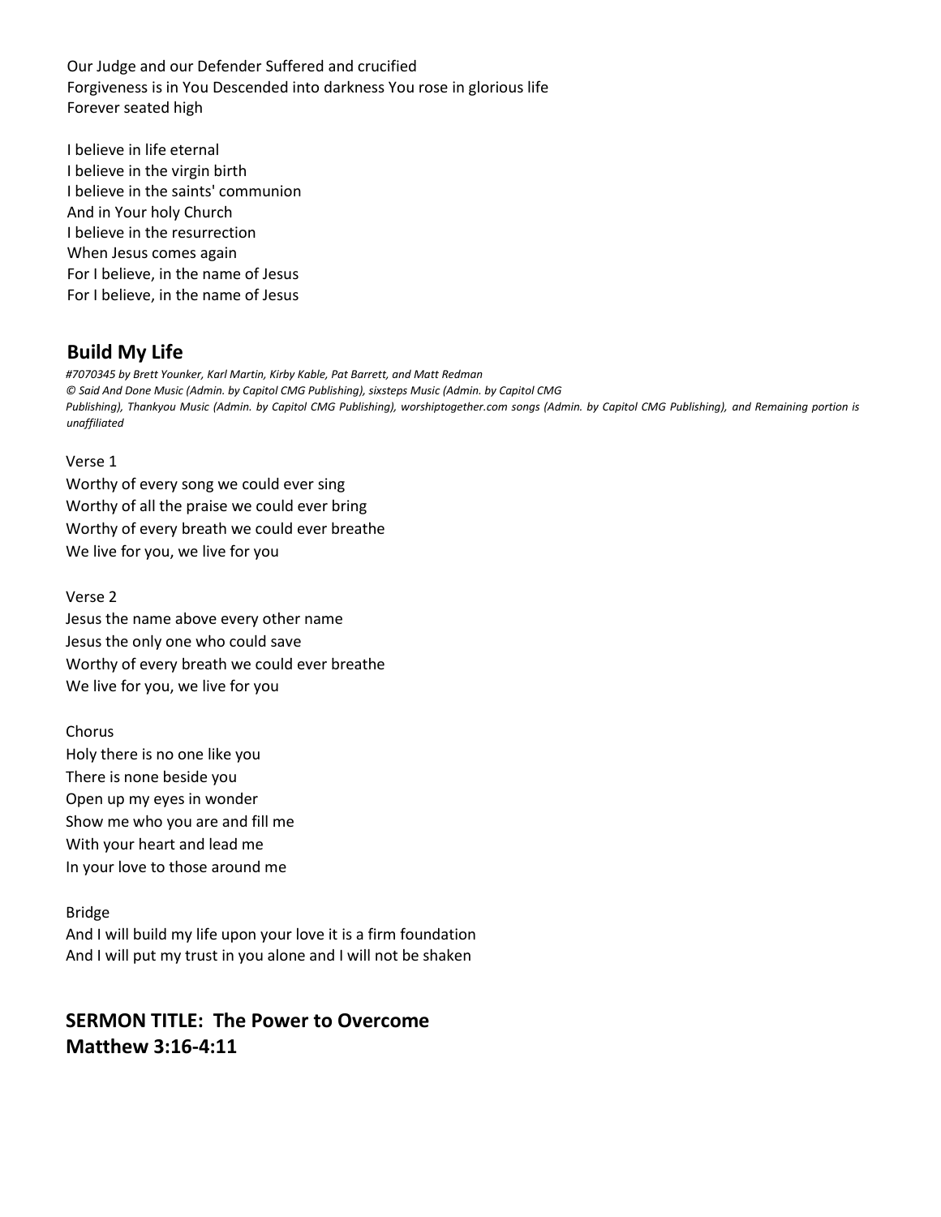Our Judge and our Defender Suffered and crucified
Forgiveness is in You Descended into darkness You rose in glorious life
Forever seated high

I believe in life eternal
I believe in the virgin birth
I believe in the saints' communion
And in Your holy Church
I believe in the resurrection
When Jesus comes again
For I believe, in the name of Jesus
For I believe, in the name of Jesus

## Build My Life

*#7070345 by Brett Younker, Karl Martin, Kirby Kable, Pat Barrett, and Matt Redman*
*© Said And Done Music (Admin. by Capitol CMG Publishing), sixsteps Music (Admin. by Capitol CMG Publishing), Thankyou Music (Admin. by Capitol CMG Publishing), worshiptogether.com songs (Admin. by Capitol CMG Publishing), and Remaining portion is unaffiliated*

Verse 1
Worthy of every song we could ever sing
Worthy of all the praise we could ever bring
Worthy of every breath we could ever breathe
We live for you, we live for you

Verse 2
Jesus the name above every other name
Jesus the only one who could save
Worthy of every breath we could ever breathe
We live for you, we live for you

Chorus
Holy there is no one like you
There is none beside you
Open up my eyes in wonder
Show me who you are and fill me
With your heart and lead me
In your love to those around me

Bridge
And I will build my life upon your love it is a firm foundation
And I will put my trust in you alone and I will not be shaken

## SERMON TITLE: The Power to Overcome
## Matthew 3:16-4:11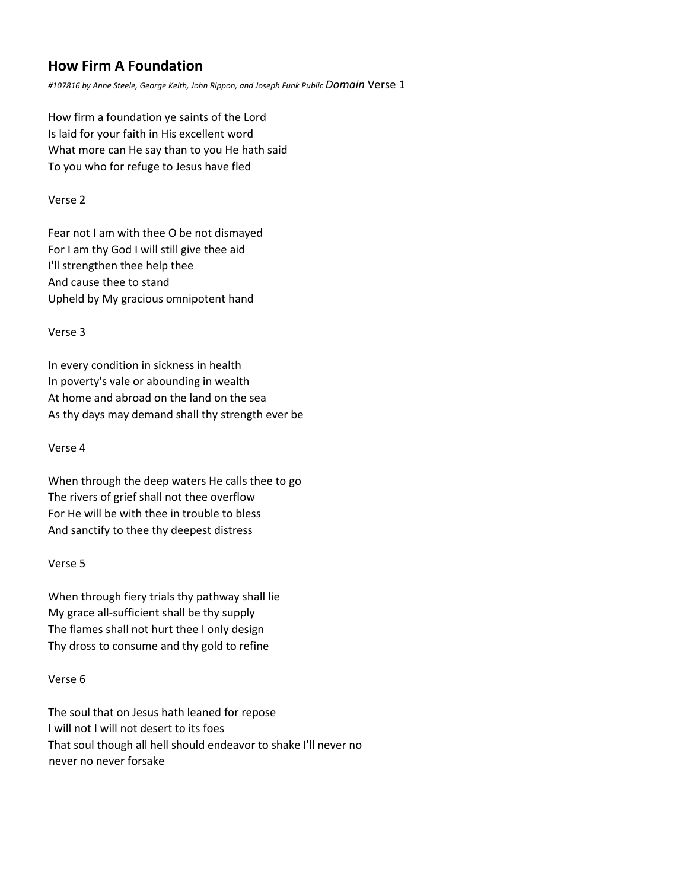## How Firm A Foundation

*#107816 by Anne Steele, George Keith, John Rippon, and Joseph Funk Public Domain* Verse 1

How firm a foundation ye saints of the Lord
Is laid for your faith in His excellent word
What more can He say than to you He hath said
To you who for refuge to Jesus have fled

Verse 2

Fear not I am with thee O be not dismayed
For I am thy God I will still give thee aid
I'll strengthen thee help thee
And cause thee to stand
Upheld by My gracious omnipotent hand

Verse 3

In every condition in sickness in health
In poverty's vale or abounding in wealth
At home and abroad on the land on the sea
As thy days may demand shall thy strength ever be

Verse 4

When through the deep waters He calls thee to go
The rivers of grief shall not thee overflow
For He will be with thee in trouble to bless
And sanctify to thee thy deepest distress

Verse 5

When through fiery trials thy pathway shall lie
My grace all-sufficient shall be thy supply
The flames shall not hurt thee I only design
Thy dross to consume and thy gold to refine

Verse 6

The soul that on Jesus hath leaned for repose
I will not I will not desert to its foes
That soul though all hell should endeavor to shake I'll never no
never no never forsake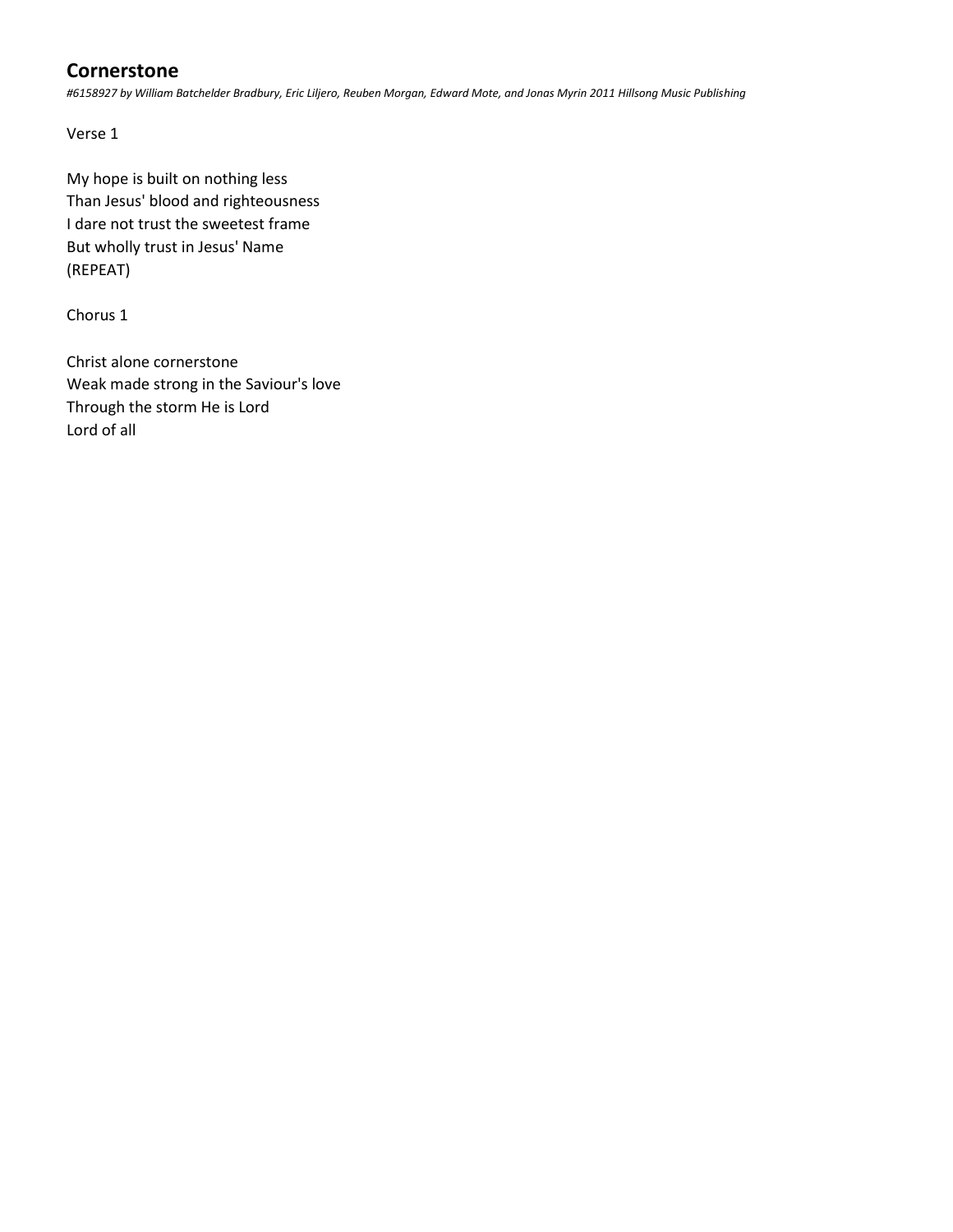## Cornerstone

*#6158927 by William Batchelder Bradbury, Eric Liljero, Reuben Morgan, Edward Mote, and Jonas Myrin 2011 Hillsong Music Publishing*

Verse 1

My hope is built on nothing less  
Than Jesus' blood and righteousness  
I dare not trust the sweetest frame  
But wholly trust in Jesus' Name  
(REPEAT)

Chorus 1

Christ alone cornerstone  
Weak made strong in the Saviour's love  
Through the storm He is Lord  
Lord of all